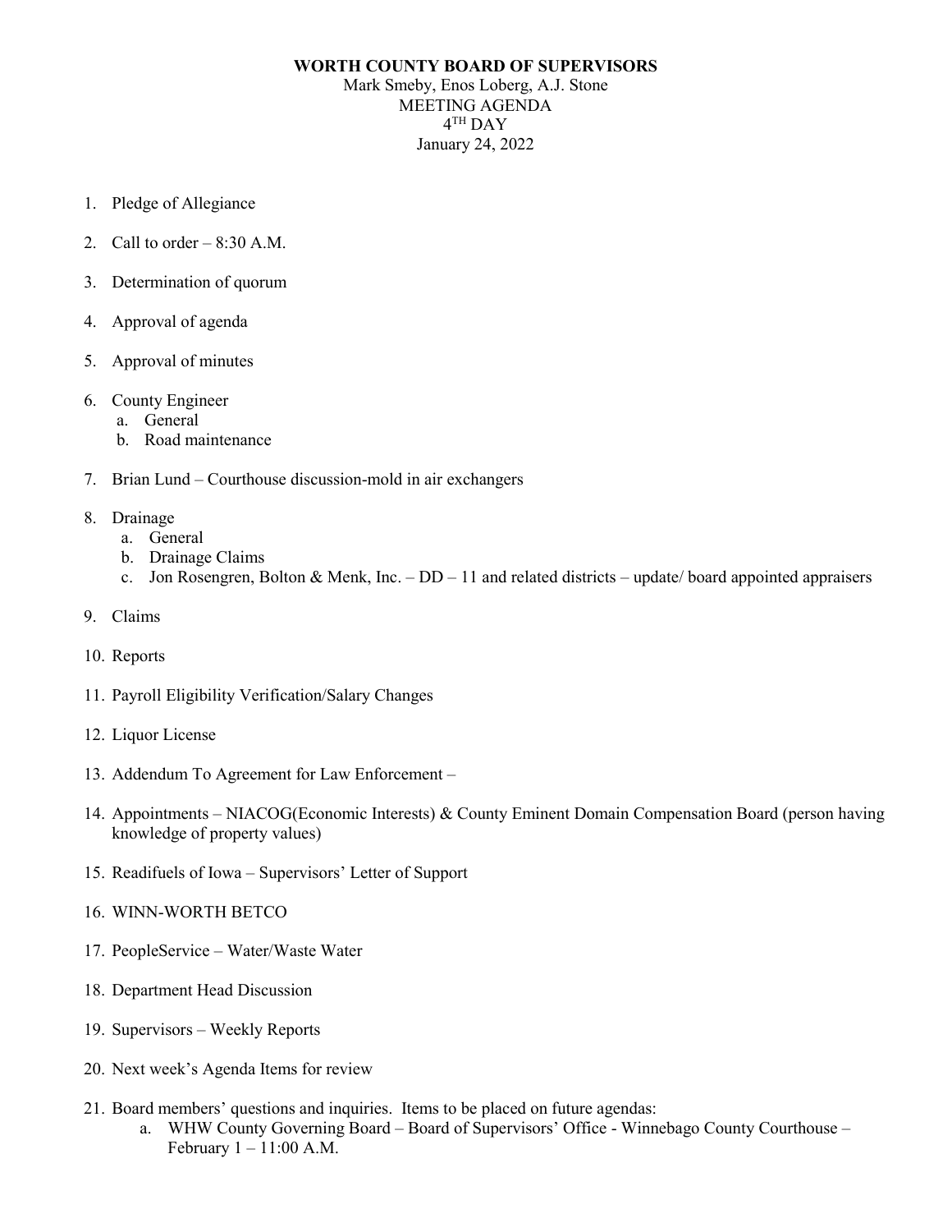**WORTH COUNTY BOARD OF SUPERVISORS**

Mark Smeby, Enos Loberg, A.J. Stone

MEETING AGENDA

4TH DAY

January 24, 2022

1. Pledge of Allegiance
2. Call to order – 8:30 A.M.
3. Determination of quorum
4. Approval of agenda
5. Approval of minutes
6. County Engineer
   a. General
   b. Road maintenance
7. Brian Lund – Courthouse discussion-mold in air exchangers
8. Drainage
   a. General
   b. Drainage Claims
   c. Jon Rosengren, Bolton & Menk, Inc. – DD – 11 and related districts – update/ board appointed appraisers
9. Claims
10. Reports
11. Payroll Eligibility Verification/Salary Changes
12. Liquor License
13. Addendum To Agreement for Law Enforcement –
14. Appointments – NIACOG(Economic Interests) & County Eminent Domain Compensation Board (person having knowledge of property values)
15. Readifuels of Iowa – Supervisors' Letter of Support
16. WINN-WORTH BETCO
17. PeopleService – Water/Waste Water
18. Department Head Discussion
19. Supervisors – Weekly Reports
20. Next week's Agenda Items for review
21. Board members' questions and inquiries. Items to be placed on future agendas:
    a. WHW County Governing Board – Board of Supervisors' Office - Winnebago County Courthouse – February 1 – 11:00 A.M.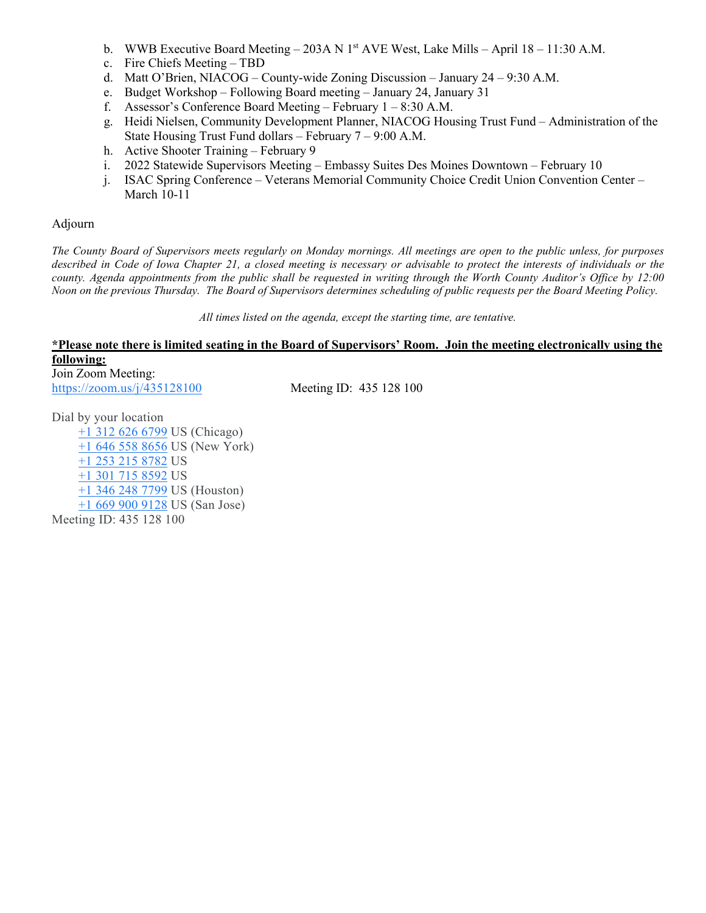b. WWB Executive Board Meeting – 203A N 1st AVE West, Lake Mills – April 18 – 11:30 A.M.
c. Fire Chiefs Meeting – TBD
d. Matt O'Brien, NIACOG – County-wide Zoning Discussion – January 24 – 9:30 A.M.
e. Budget Workshop – Following Board meeting – January 24, January 31
f. Assessor's Conference Board Meeting – February 1 – 8:30 A.M.
g. Heidi Nielsen, Community Development Planner, NIACOG Housing Trust Fund – Administration of the State Housing Trust Fund dollars – February 7 – 9:00 A.M.
h. Active Shooter Training – February 9
i. 2022 Statewide Supervisors Meeting – Embassy Suites Des Moines Downtown – February 10
j. ISAC Spring Conference – Veterans Memorial Community Choice Credit Union Convention Center – March 10-11

Adjourn

*The County Board of Supervisors meets regularly on Monday mornings. All meetings are open to the public unless, for purposes described in Code of Iowa Chapter 21, a closed meeting is necessary or advisable to protect the interests of individuals or the county. Agenda appointments from the public shall be requested in writing through the Worth County Auditor's Office by 12:00 Noon on the previous Thursday. The Board of Supervisors determines scheduling of public requests per the Board Meeting Policy.*

*All times listed on the agenda, except the starting time, are tentative.*

**\*Please note there is limited seating in the Board of Supervisors' Room. Join the meeting electronically using the following:**

Join Zoom Meeting:
https://zoom.us/j/435128100 Meeting ID: 435 128 100

Dial by your location
+1 312 626 6799 US (Chicago)
+1 646 558 8656 US (New York)
+1 253 215 8782 US
+1 301 715 8592 US
+1 346 248 7799 US (Houston)
+1 669 900 9128 US (San Jose)
Meeting ID: 435 128 100